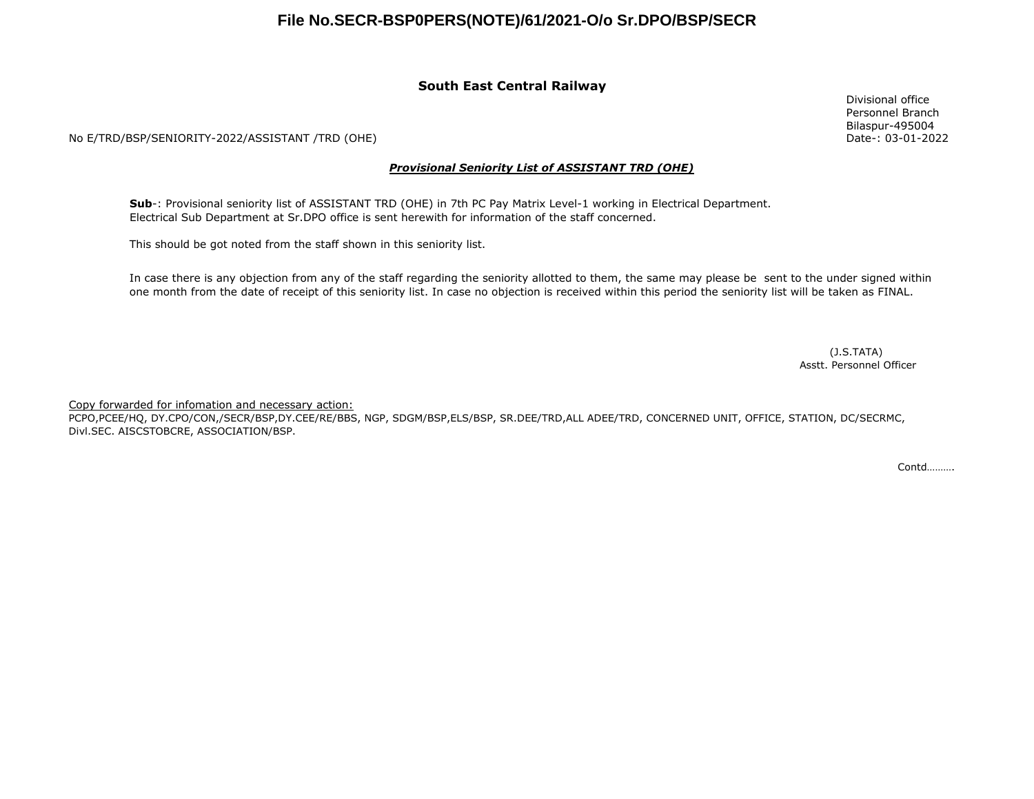**File No.SECR-BSP0PERS(NOTE)/61/2021-O/o Sr.DPO/BSP/SECR**

## South East Central Railway

Divisional office
Personnel Branch
Bilaspur-495004
Date-: 03-01-2022

No E/TRD/BSP/SENIORITY-2022/ASSISTANT /TRD (OHE)

***<u>Provisional Seniority List of ASSISTANT TRD (OHE)</u>***

**Sub**-: Provisional seniority list of ASSISTANT TRD (OHE) in 7th PC Pay Matrix Level-1 working in Electrical Department. Electrical Sub Department at Sr.DPO office is sent herewith for information of the staff concerned.

This should be got noted from the staff shown in this seniority list.

In case there is any objection from any of the staff regarding the seniority allotted to them, the same may please be sent to the under signed within one month from the date of receipt of this seniority list. In case no objection is received within this period the seniority list will be taken as FINAL.

(J.S.TATA)
Asstt. Personnel Officer

<u>Copy forwarded for infomation and necessary action:</u>
PCPO,PCEE/HQ, DY.CPO/CON,/SECR/BSP,DY.CEE/RE/BBS, NGP, SDGM/BSP,ELS/BSP, SR.DEE/TRD,ALL ADEE/TRD, CONCERNED UNIT, OFFICE, STATION, DC/SECRMC, Divl.SEC. AISCSTOBCRE, ASSOCIATION/BSP.

Contd……….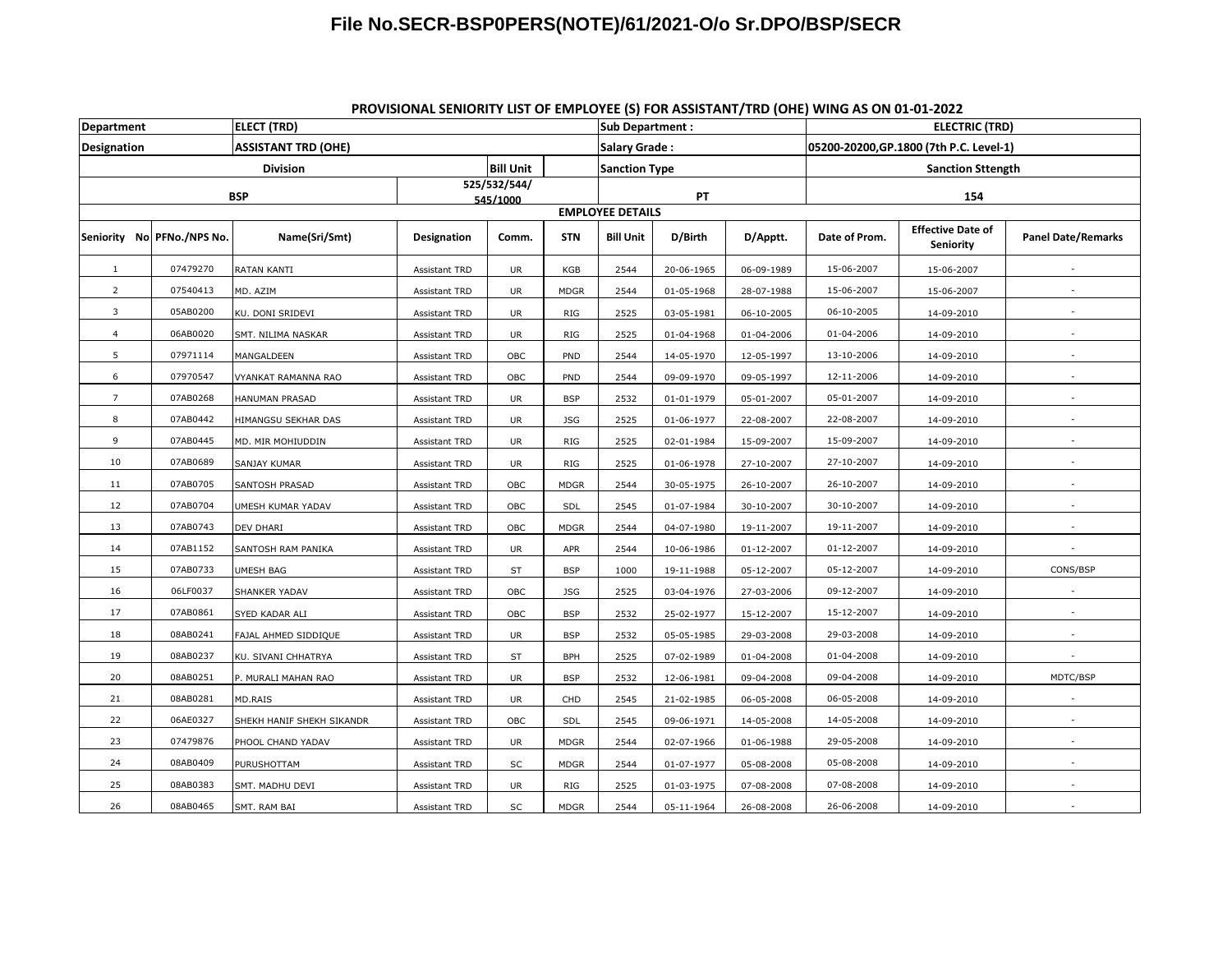# File No.SECR-BSP0PERS(NOTE)/61/2021-O/o Sr.DPO/BSP/SECR

## PROVISIONAL SENIORITY LIST OF EMPLOYEE (S) FOR ASSISTANT/TRD (OHE) WING AS ON 01-01-2022

| Department | | ELECT (TRD) | | | | Sub Department : | | | ELECTRIC (TRD) | | |
|---|---|---|---|---|---|---|---|---|---|---|---|
| Designation | | ASSISTANT TRD (OHE) | | | | Salary Grade : | | | 05200-20200,GP.1800 (7th P.C. Level-1) | | |
| Division | | | | Bill Unit | | Sanction Type | | | Sanction Sttength | | |
| BSP | | | 525/532/544/ 545/1000 | | | PT | | | 154 | | |
| EMPLOYEE DETAILS | | | | | | | | | | | |
| Seniority No | PFNo./NPS No. | Name(Sri/Smt) | Designation | Comm. | STN | Bill Unit | D/Birth | D/Apptt. | Date of Prom. | Effective Date of Seniority | Panel Date/Remarks |
| 1 | 07479270 | RATAN KANTI | Assistant TRD | UR | KGB | 2544 | 20-06-1965 | 06-09-1989 | 15-06-2007 | 15-06-2007 | - |
| 2 | 07540413 | MD. AZIM | Assistant TRD | UR | MDGR | 2544 | 01-05-1968 | 28-07-1988 | 15-06-2007 | 15-06-2007 | - |
| 3 | 05AB0200 | KU. DONI SRIDEVI | Assistant TRD | UR | RIG | 2525 | 03-05-1981 | 06-10-2005 | 06-10-2005 | 14-09-2010 | - |
| 4 | 06AB0020 | SMT. NILIMA NASKAR | Assistant TRD | UR | RIG | 2525 | 01-04-1968 | 01-04-2006 | 01-04-2006 | 14-09-2010 | - |
| 5 | 07971114 | MANGALDEEN | Assistant TRD | OBC | PND | 2544 | 14-05-1970 | 12-05-1997 | 13-10-2006 | 14-09-2010 | - |
| 6 | 07970547 | VYANKAT RAMANNA RAO | Assistant TRD | OBC | PND | 2544 | 09-09-1970 | 09-05-1997 | 12-11-2006 | 14-09-2010 | - |
| 7 | 07AB0268 | HANUMAN PRASAD | Assistant TRD | UR | BSP | 2532 | 01-01-1979 | 05-01-2007 | 05-01-2007 | 14-09-2010 | - |
| 8 | 07AB0442 | HIMANGSU SEKHAR DAS | Assistant TRD | UR | JSG | 2525 | 01-06-1977 | 22-08-2007 | 22-08-2007 | 14-09-2010 | - |
| 9 | 07AB0445 | MD. MIR MOHIUDDIN | Assistant TRD | UR | RIG | 2525 | 02-01-1984 | 15-09-2007 | 15-09-2007 | 14-09-2010 | - |
| 10 | 07AB0689 | SANJAY KUMAR | Assistant TRD | UR | RIG | 2525 | 01-06-1978 | 27-10-2007 | 27-10-2007 | 14-09-2010 | - |
| 11 | 07AB0705 | SANTOSH PRASAD | Assistant TRD | OBC | MDGR | 2544 | 30-05-1975 | 26-10-2007 | 26-10-2007 | 14-09-2010 | - |
| 12 | 07AB0704 | UMESH KUMAR YADAV | Assistant TRD | OBC | SDL | 2545 | 01-07-1984 | 30-10-2007 | 30-10-2007 | 14-09-2010 | - |
| 13 | 07AB0743 | DEV DHARI | Assistant TRD | OBC | MDGR | 2544 | 04-07-1980 | 19-11-2007 | 19-11-2007 | 14-09-2010 | - |
| 14 | 07AB1152 | SANTOSH RAM PANIKA | Assistant TRD | UR | APR | 2544 | 10-06-1986 | 01-12-2007 | 01-12-2007 | 14-09-2010 | - |
| 15 | 07AB0733 | UMESH BAG | Assistant TRD | ST | BSP | 1000 | 19-11-1988 | 05-12-2007 | 05-12-2007 | 14-09-2010 | CONS/BSP |
| 16 | 06LF0037 | SHANKER YADAV | Assistant TRD | OBC | JSG | 2525 | 03-04-1976 | 27-03-2006 | 09-12-2007 | 14-09-2010 | - |
| 17 | 07AB0861 | SYED KADAR ALI | Assistant TRD | OBC | BSP | 2532 | 25-02-1977 | 15-12-2007 | 15-12-2007 | 14-09-2010 | - |
| 18 | 08AB0241 | FAJAL AHMED SIDDIQUE | Assistant TRD | UR | BSP | 2532 | 05-05-1985 | 29-03-2008 | 29-03-2008 | 14-09-2010 | - |
| 19 | 08AB0237 | KU. SIVANI CHHATRYA | Assistant TRD | ST | BPH | 2525 | 07-02-1989 | 01-04-2008 | 01-04-2008 | 14-09-2010 | - |
| 20 | 08AB0251 | P. MURALI MAHAN RAO | Assistant TRD | UR | BSP | 2532 | 12-06-1981 | 09-04-2008 | 09-04-2008 | 14-09-2010 | MDTC/BSP |
| 21 | 08AB0281 | MD.RAIS | Assistant TRD | UR | CHD | 2545 | 21-02-1985 | 06-05-2008 | 06-05-2008 | 14-09-2010 | - |
| 22 | 06AE0327 | SHEKH HANIF SHEKH SIKANDR | Assistant TRD | OBC | SDL | 2545 | 09-06-1971 | 14-05-2008 | 14-05-2008 | 14-09-2010 | - |
| 23 | 07479876 | PHOOL CHAND YADAV | Assistant TRD | UR | MDGR | 2544 | 02-07-1966 | 01-06-1988 | 29-05-2008 | 14-09-2010 | - |
| 24 | 08AB0409 | PURUSHOTTAM | Assistant TRD | SC | MDGR | 2544 | 01-07-1977 | 05-08-2008 | 05-08-2008 | 14-09-2010 | - |
| 25 | 08AB0383 | SMT. MADHU DEVI | Assistant TRD | UR | RIG | 2525 | 01-03-1975 | 07-08-2008 | 07-08-2008 | 14-09-2010 | - |
| 26 | 08AB0465 | SMT. RAM BAI | Assistant TRD | SC | MDGR | 2544 | 05-11-1964 | 26-08-2008 | 26-06-2008 | 14-09-2010 | - |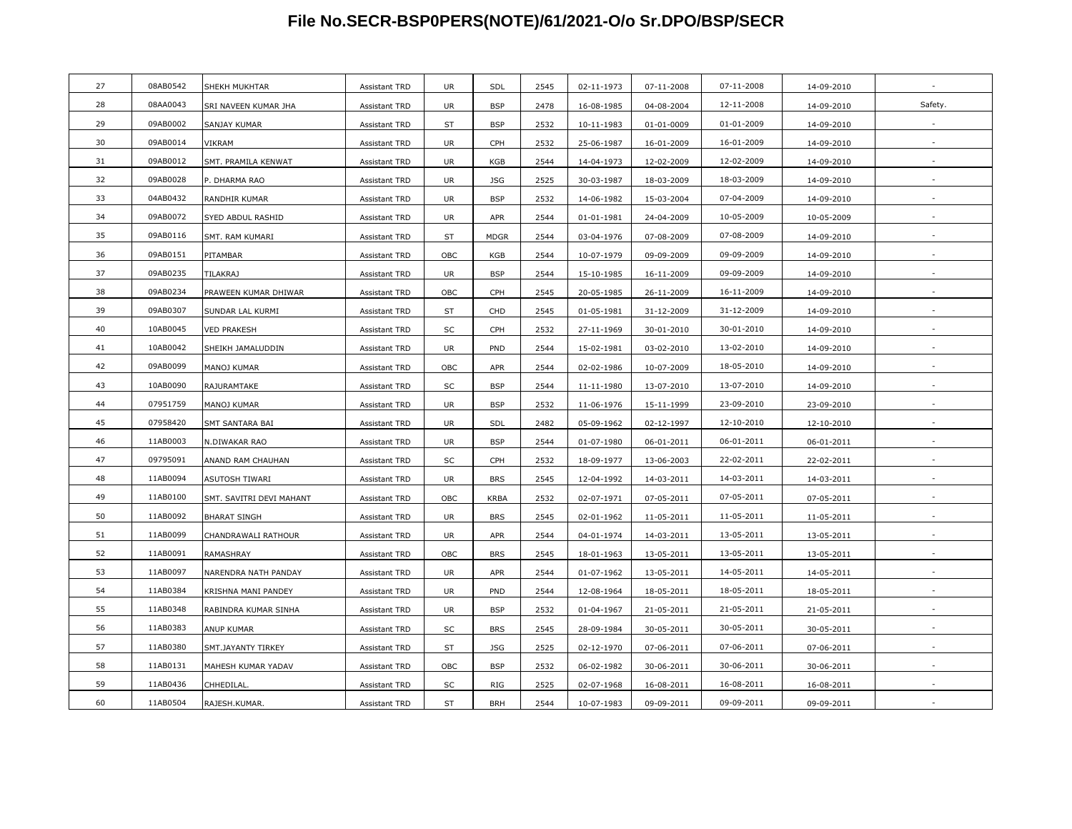# File No.SECR-BSP0PERS(NOTE)/61/2021-O/o Sr.DPO/BSP/SECR

| | | | | | | | | | | | |
|---|---|---|---|---|---|---|---|---|---|---|---|
| 27 | 08AB0542 | SHEKH MUKHTAR | Assistant TRD | UR | SDL | 2545 | 02-11-1973 | 07-11-2008 | 07-11-2008 | 14-09-2010 | - |
| 28 | 08AA0043 | SRI NAVEEN KUMAR JHA | Assistant TRD | UR | BSP | 2478 | 16-08-1985 | 04-08-2004 | 12-11-2008 | 14-09-2010 | Safety. |
| 29 | 09AB0002 | SANJAY KUMAR | Assistant TRD | ST | BSP | 2532 | 10-11-1983 | 01-01-0009 | 01-01-2009 | 14-09-2010 | - |
| 30 | 09AB0014 | VIKRAM | Assistant TRD | UR | CPH | 2532 | 25-06-1987 | 16-01-2009 | 16-01-2009 | 14-09-2010 | - |
| 31 | 09AB0012 | SMT. PRAMILA KENWAT | Assistant TRD | UR | KGB | 2544 | 14-04-1973 | 12-02-2009 | 12-02-2009 | 14-09-2010 | - |
| 32 | 09AB0028 | P. DHARMA RAO | Assistant TRD | UR | JSG | 2525 | 30-03-1987 | 18-03-2009 | 18-03-2009 | 14-09-2010 | - |
| 33 | 04AB0432 | RANDHIR KUMAR | Assistant TRD | UR | BSP | 2532 | 14-06-1982 | 15-03-2004 | 07-04-2009 | 14-09-2010 | - |
| 34 | 09AB0072 | SYED ABDUL RASHID | Assistant TRD | UR | APR | 2544 | 01-01-1981 | 24-04-2009 | 10-05-2009 | 10-05-2009 | - |
| 35 | 09AB0116 | SMT. RAM KUMARI | Assistant TRD | ST | MDGR | 2544 | 03-04-1976 | 07-08-2009 | 07-08-2009 | 14-09-2010 | - |
| 36 | 09AB0151 | PITAMBAR | Assistant TRD | OBC | KGB | 2544 | 10-07-1979 | 09-09-2009 | 09-09-2009 | 14-09-2010 | - |
| 37 | 09AB0235 | TILAKRAJ | Assistant TRD | UR | BSP | 2544 | 15-10-1985 | 16-11-2009 | 09-09-2009 | 14-09-2010 | - |
| 38 | 09AB0234 | PRAWEEN KUMAR DHIWAR | Assistant TRD | OBC | CPH | 2545 | 20-05-1985 | 26-11-2009 | 16-11-2009 | 14-09-2010 | - |
| 39 | 09AB0307 | SUNDAR LAL KURMI | Assistant TRD | ST | CHD | 2545 | 01-05-1981 | 31-12-2009 | 31-12-2009 | 14-09-2010 | - |
| 40 | 10AB0045 | VED PRAKESH | Assistant TRD | SC | CPH | 2532 | 27-11-1969 | 30-01-2010 | 30-01-2010 | 14-09-2010 | - |
| 41 | 10AB0042 | SHEIKH JAMALUDDIN | Assistant TRD | UR | PND | 2544 | 15-02-1981 | 03-02-2010 | 13-02-2010 | 14-09-2010 | - |
| 42 | 09AB0099 | MANOJ KUMAR | Assistant TRD | OBC | APR | 2544 | 02-02-1986 | 10-07-2009 | 18-05-2010 | 14-09-2010 | - |
| 43 | 10AB0090 | RAJURAMTAKE | Assistant TRD | SC | BSP | 2544 | 11-11-1980 | 13-07-2010 | 13-07-2010 | 14-09-2010 | - |
| 44 | 07951759 | MANOJ KUMAR | Assistant TRD | UR | BSP | 2532 | 11-06-1976 | 15-11-1999 | 23-09-2010 | 23-09-2010 | - |
| 45 | 07958420 | SMT SANTARA BAI | Assistant TRD | UR | SDL | 2482 | 05-09-1962 | 02-12-1997 | 12-10-2010 | 12-10-2010 | - |
| 46 | 11AB0003 | N.DIWAKAR RAO | Assistant TRD | UR | BSP | 2544 | 01-07-1980 | 06-01-2011 | 06-01-2011 | 06-01-2011 | - |
| 47 | 09795091 | ANAND RAM CHAUHAN | Assistant TRD | SC | CPH | 2532 | 18-09-1977 | 13-06-2003 | 22-02-2011 | 22-02-2011 | - |
| 48 | 11AB0094 | ASUTOSH TIWARI | Assistant TRD | UR | BRS | 2545 | 12-04-1992 | 14-03-2011 | 14-03-2011 | 14-03-2011 | - |
| 49 | 11AB0100 | SMT. SAVITRI DEVI MAHANT | Assistant TRD | OBC | KRBA | 2532 | 02-07-1971 | 07-05-2011 | 07-05-2011 | 07-05-2011 | - |
| 50 | 11AB0092 | BHARAT SINGH | Assistant TRD | UR | BRS | 2545 | 02-01-1962 | 11-05-2011 | 11-05-2011 | 11-05-2011 | - |
| 51 | 11AB0099 | CHANDRAWALI RATHOUR | Assistant TRD | UR | APR | 2544 | 04-01-1974 | 14-03-2011 | 13-05-2011 | 13-05-2011 | - |
| 52 | 11AB0091 | RAMASHRAY | Assistant TRD | OBC | BRS | 2545 | 18-01-1963 | 13-05-2011 | 13-05-2011 | 13-05-2011 | - |
| 53 | 11AB0097 | NARENDRA NATH PANDAY | Assistant TRD | UR | APR | 2544 | 01-07-1962 | 13-05-2011 | 14-05-2011 | 14-05-2011 | - |
| 54 | 11AB0384 | KRISHNA MANI PANDEY | Assistant TRD | UR | PND | 2544 | 12-08-1964 | 18-05-2011 | 18-05-2011 | 18-05-2011 | - |
| 55 | 11AB0348 | RABINDRA KUMAR SINHA | Assistant TRD | UR | BSP | 2532 | 01-04-1967 | 21-05-2011 | 21-05-2011 | 21-05-2011 | - |
| 56 | 11AB0383 | ANUP KUMAR | Assistant TRD | SC | BRS | 2545 | 28-09-1984 | 30-05-2011 | 30-05-2011 | 30-05-2011 | - |
| 57 | 11AB0380 | SMT.JAYANTY TIRKEY | Assistant TRD | ST | JSG | 2525 | 02-12-1970 | 07-06-2011 | 07-06-2011 | 07-06-2011 | - |
| 58 | 11AB0131 | MAHESH KUMAR YADAV | Assistant TRD | OBC | BSP | 2532 | 06-02-1982 | 30-06-2011 | 30-06-2011 | 30-06-2011 | - |
| 59 | 11AB0436 | CHHEDILAL. | Assistant TRD | SC | RIG | 2525 | 02-07-1968 | 16-08-2011 | 16-08-2011 | 16-08-2011 | - |
| 60 | 11AB0504 | RAJESH.KUMAR. | Assistant TRD | ST | BRH | 2544 | 10-07-1983 | 09-09-2011 | 09-09-2011 | 09-09-2011 | - |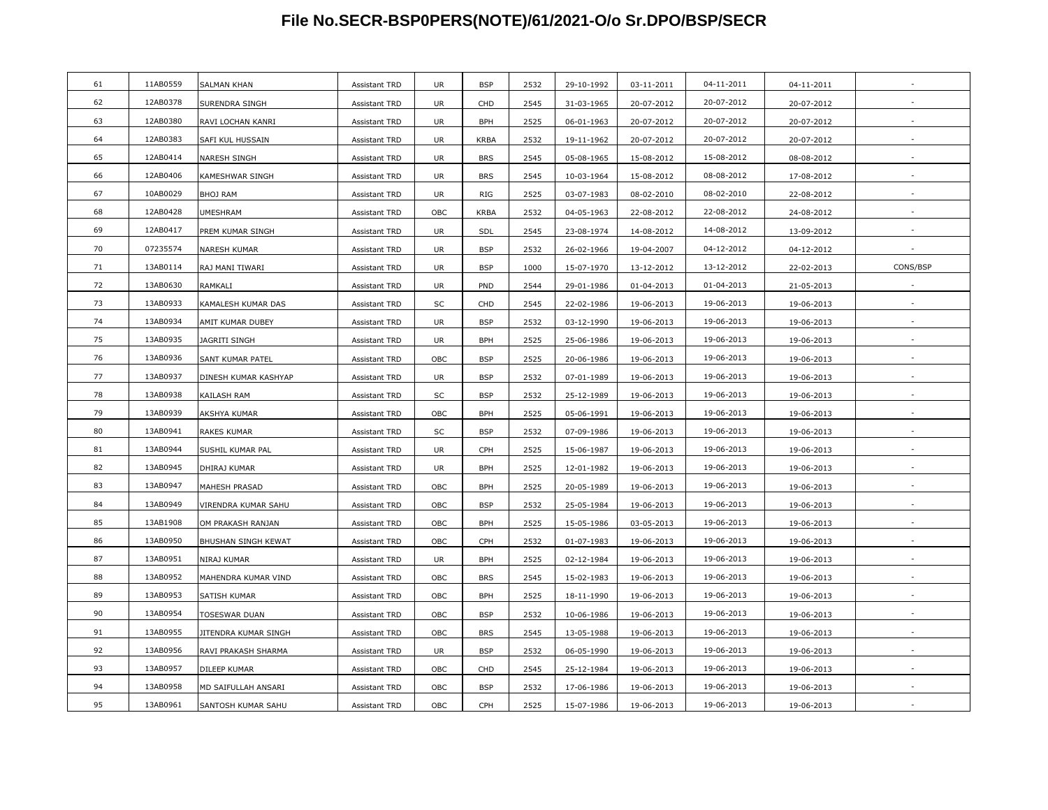# File No.SECR-BSP0PERS(NOTE)/61/2021-O/o Sr.DPO/BSP/SECR

| | | | | | | | | | | | |
|---|---|---|---|---|---|---|---|---|---|---|---|
| 61 | 11AB0559 | SALMAN KHAN | Assistant TRD | UR | BSP | 2532 | 29-10-1992 | 03-11-2011 | 04-11-2011 | 04-11-2011 | - |
| 62 | 12AB0378 | SURENDRA SINGH | Assistant TRD | UR | CHD | 2545 | 31-03-1965 | 20-07-2012 | 20-07-2012 | 20-07-2012 | - |
| 63 | 12AB0380 | RAVI LOCHAN KANRI | Assistant TRD | UR | BPH | 2525 | 06-01-1963 | 20-07-2012 | 20-07-2012 | 20-07-2012 | - |
| 64 | 12AB0383 | SAFI KUL HUSSAIN | Assistant TRD | UR | KRBA | 2532 | 19-11-1962 | 20-07-2012 | 20-07-2012 | 20-07-2012 | - |
| 65 | 12AB0414 | NARESH SINGH | Assistant TRD | UR | BRS | 2545 | 05-08-1965 | 15-08-2012 | 15-08-2012 | 08-08-2012 | - |
| 66 | 12AB0406 | KAMESHWAR SINGH | Assistant TRD | UR | BRS | 2545 | 10-03-1964 | 15-08-2012 | 08-08-2012 | 17-08-2012 | - |
| 67 | 10AB0029 | BHOJ RAM | Assistant TRD | UR | RIG | 2525 | 03-07-1983 | 08-02-2010 | 08-02-2010 | 22-08-2012 | - |
| 68 | 12AB0428 | UMESHRAM | Assistant TRD | OBC | KRBA | 2532 | 04-05-1963 | 22-08-2012 | 22-08-2012 | 24-08-2012 | - |
| 69 | 12AB0417 | PREM KUMAR SINGH | Assistant TRD | UR | SDL | 2545 | 23-08-1974 | 14-08-2012 | 14-08-2012 | 13-09-2012 | - |
| 70 | 07235574 | NARESH KUMAR | Assistant TRD | UR | BSP | 2532 | 26-02-1966 | 19-04-2007 | 04-12-2012 | 04-12-2012 | - |
| 71 | 13AB0114 | RAJ MANI TIWARI | Assistant TRD | UR | BSP | 1000 | 15-07-1970 | 13-12-2012 | 13-12-2012 | 22-02-2013 | CONS/BSP |
| 72 | 13AB0630 | RAMKALI | Assistant TRD | UR | PND | 2544 | 29-01-1986 | 01-04-2013 | 01-04-2013 | 21-05-2013 | - |
| 73 | 13AB0933 | KAMALESH KUMAR DAS | Assistant TRD | SC | CHD | 2545 | 22-02-1986 | 19-06-2013 | 19-06-2013 | 19-06-2013 | - |
| 74 | 13AB0934 | AMIT KUMAR DUBEY | Assistant TRD | UR | BSP | 2532 | 03-12-1990 | 19-06-2013 | 19-06-2013 | 19-06-2013 | - |
| 75 | 13AB0935 | JAGRITI SINGH | Assistant TRD | UR | BPH | 2525 | 25-06-1986 | 19-06-2013 | 19-06-2013 | 19-06-2013 | - |
| 76 | 13AB0936 | SANT KUMAR PATEL | Assistant TRD | OBC | BSP | 2525 | 20-06-1986 | 19-06-2013 | 19-06-2013 | 19-06-2013 | - |
| 77 | 13AB0937 | DINESH KUMAR KASHYAP | Assistant TRD | UR | BSP | 2532 | 07-01-1989 | 19-06-2013 | 19-06-2013 | 19-06-2013 | - |
| 78 | 13AB0938 | KAILASH RAM | Assistant TRD | SC | BSP | 2532 | 25-12-1989 | 19-06-2013 | 19-06-2013 | 19-06-2013 | - |
| 79 | 13AB0939 | AKSHYA KUMAR | Assistant TRD | OBC | BPH | 2525 | 05-06-1991 | 19-06-2013 | 19-06-2013 | 19-06-2013 | - |
| 80 | 13AB0941 | RAKES KUMAR | Assistant TRD | SC | BSP | 2532 | 07-09-1986 | 19-06-2013 | 19-06-2013 | 19-06-2013 | - |
| 81 | 13AB0944 | SUSHIL KUMAR PAL | Assistant TRD | UR | CPH | 2525 | 15-06-1987 | 19-06-2013 | 19-06-2013 | 19-06-2013 | - |
| 82 | 13AB0945 | DHIRAJ KUMAR | Assistant TRD | UR | BPH | 2525 | 12-01-1982 | 19-06-2013 | 19-06-2013 | 19-06-2013 | - |
| 83 | 13AB0947 | MAHESH PRASAD | Assistant TRD | OBC | BPH | 2525 | 20-05-1989 | 19-06-2013 | 19-06-2013 | 19-06-2013 | - |
| 84 | 13AB0949 | VIRENDRA KUMAR SAHU | Assistant TRD | OBC | BSP | 2532 | 25-05-1984 | 19-06-2013 | 19-06-2013 | 19-06-2013 | - |
| 85 | 13AB1908 | OM PRAKASH RANJAN | Assistant TRD | OBC | BPH | 2525 | 15-05-1986 | 03-05-2013 | 19-06-2013 | 19-06-2013 | - |
| 86 | 13AB0950 | BHUSHAN SINGH KEWAT | Assistant TRD | OBC | CPH | 2532 | 01-07-1983 | 19-06-2013 | 19-06-2013 | 19-06-2013 | - |
| 87 | 13AB0951 | NIRAJ KUMAR | Assistant TRD | UR | BPH | 2525 | 02-12-1984 | 19-06-2013 | 19-06-2013 | 19-06-2013 | - |
| 88 | 13AB0952 | MAHENDRA KUMAR VIND | Assistant TRD | OBC | BRS | 2545 | 15-02-1983 | 19-06-2013 | 19-06-2013 | 19-06-2013 | - |
| 89 | 13AB0953 | SATISH KUMAR | Assistant TRD | OBC | BPH | 2525 | 18-11-1990 | 19-06-2013 | 19-06-2013 | 19-06-2013 | - |
| 90 | 13AB0954 | TOSESWAR DUAN | Assistant TRD | OBC | BSP | 2532 | 10-06-1986 | 19-06-2013 | 19-06-2013 | 19-06-2013 | - |
| 91 | 13AB0955 | JITENDRA KUMAR SINGH | Assistant TRD | OBC | BRS | 2545 | 13-05-1988 | 19-06-2013 | 19-06-2013 | 19-06-2013 | - |
| 92 | 13AB0956 | RAVI PRAKASH SHARMA | Assistant TRD | UR | BSP | 2532 | 06-05-1990 | 19-06-2013 | 19-06-2013 | 19-06-2013 | - |
| 93 | 13AB0957 | DILEEP KUMAR | Assistant TRD | OBC | CHD | 2545 | 25-12-1984 | 19-06-2013 | 19-06-2013 | 19-06-2013 | - |
| 94 | 13AB0958 | MD SAIFULLAH ANSARI | Assistant TRD | OBC | BSP | 2532 | 17-06-1986 | 19-06-2013 | 19-06-2013 | 19-06-2013 | - |
| 95 | 13AB0961 | SANTOSH KUMAR SAHU | Assistant TRD | OBC | CPH | 2525 | 15-07-1986 | 19-06-2013 | 19-06-2013 | 19-06-2013 | - |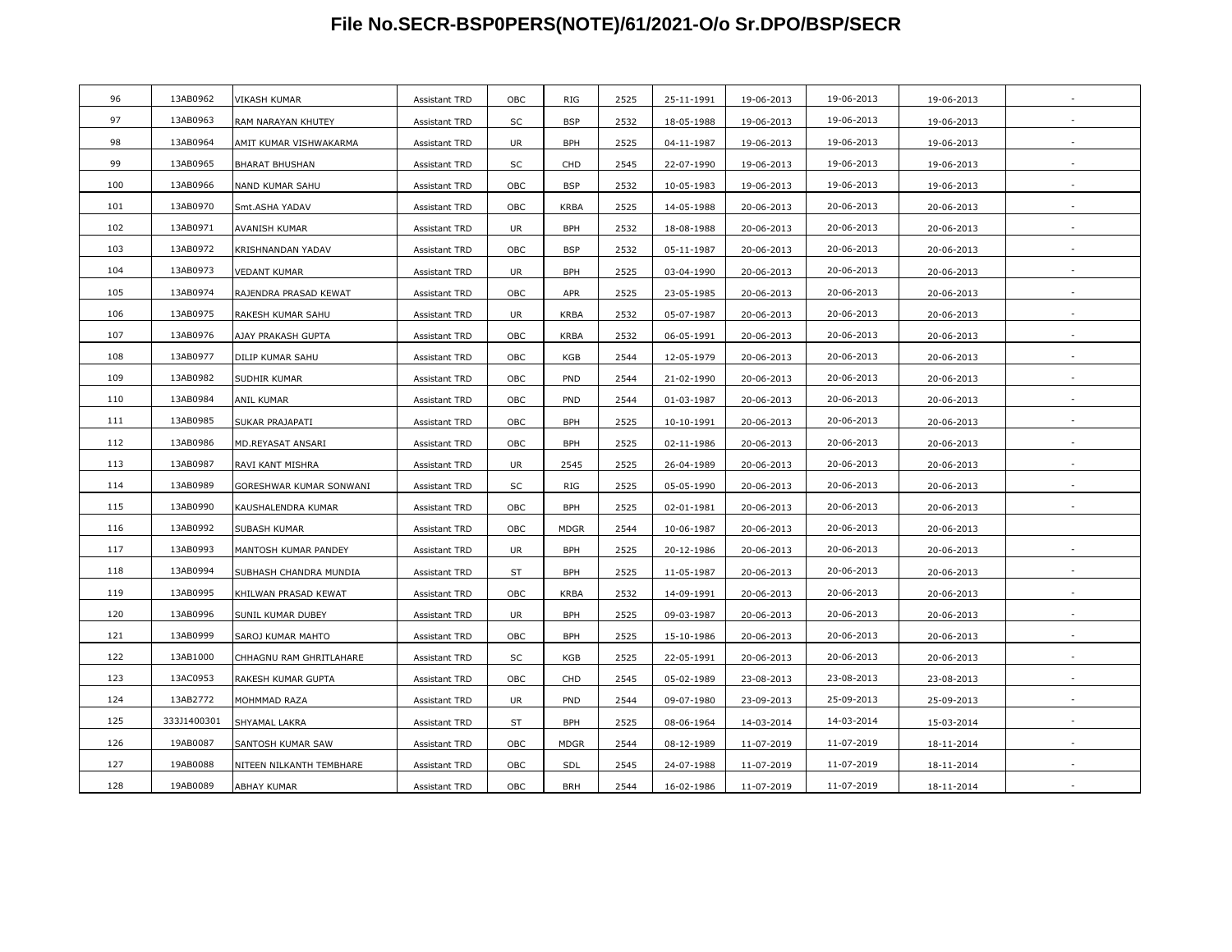# File No.SECR-BSP0PERS(NOTE)/61/2021-O/o Sr.DPO/BSP/SECR

| | | | | | | | | | | | |
|---|---|---|---|---|---|---|---|---|---|---|---|
| 96 | 13AB0962 | VIKASH KUMAR | Assistant TRD | OBC | RIG | 2525 | 25-11-1991 | 19-06-2013 | 19-06-2013 | 19-06-2013 | - |
| 97 | 13AB0963 | RAM NARAYAN KHUTEY | Assistant TRD | SC | BSP | 2532 | 18-05-1988 | 19-06-2013 | 19-06-2013 | 19-06-2013 | - |
| 98 | 13AB0964 | AMIT KUMAR VISHWAKARMA | Assistant TRD | UR | BPH | 2525 | 04-11-1987 | 19-06-2013 | 19-06-2013 | 19-06-2013 | - |
| 99 | 13AB0965 | BHARAT BHUSHAN | Assistant TRD | SC | CHD | 2545 | 22-07-1990 | 19-06-2013 | 19-06-2013 | 19-06-2013 | - |
| 100 | 13AB0966 | NAND KUMAR SAHU | Assistant TRD | OBC | BSP | 2532 | 10-05-1983 | 19-06-2013 | 19-06-2013 | 19-06-2013 | - |
| 101 | 13AB0970 | Smt.ASHA YADAV | Assistant TRD | OBC | KRBA | 2525 | 14-05-1988 | 20-06-2013 | 20-06-2013 | 20-06-2013 | - |
| 102 | 13AB0971 | AVANISH KUMAR | Assistant TRD | UR | BPH | 2532 | 18-08-1988 | 20-06-2013 | 20-06-2013 | 20-06-2013 | - |
| 103 | 13AB0972 | KRISHNANDAN YADAV | Assistant TRD | OBC | BSP | 2532 | 05-11-1987 | 20-06-2013 | 20-06-2013 | 20-06-2013 | - |
| 104 | 13AB0973 | VEDANT KUMAR | Assistant TRD | UR | BPH | 2525 | 03-04-1990 | 20-06-2013 | 20-06-2013 | 20-06-2013 | - |
| 105 | 13AB0974 | RAJENDRA PRASAD KEWAT | Assistant TRD | OBC | APR | 2525 | 23-05-1985 | 20-06-2013 | 20-06-2013 | 20-06-2013 | - |
| 106 | 13AB0975 | RAKESH KUMAR SAHU | Assistant TRD | UR | KRBA | 2532 | 05-07-1987 | 20-06-2013 | 20-06-2013 | 20-06-2013 | - |
| 107 | 13AB0976 | AJAY PRAKASH GUPTA | Assistant TRD | OBC | KRBA | 2532 | 06-05-1991 | 20-06-2013 | 20-06-2013 | 20-06-2013 | - |
| 108 | 13AB0977 | DILIP KUMAR SAHU | Assistant TRD | OBC | KGB | 2544 | 12-05-1979 | 20-06-2013 | 20-06-2013 | 20-06-2013 | - |
| 109 | 13AB0982 | SUDHIR KUMAR | Assistant TRD | OBC | PND | 2544 | 21-02-1990 | 20-06-2013 | 20-06-2013 | 20-06-2013 | - |
| 110 | 13AB0984 | ANIL KUMAR | Assistant TRD | OBC | PND | 2544 | 01-03-1987 | 20-06-2013 | 20-06-2013 | 20-06-2013 | - |
| 111 | 13AB0985 | SUKAR PRAJAPATI | Assistant TRD | OBC | BPH | 2525 | 10-10-1991 | 20-06-2013 | 20-06-2013 | 20-06-2013 | - |
| 112 | 13AB0986 | MD.REYASAT ANSARI | Assistant TRD | OBC | BPH | 2525 | 02-11-1986 | 20-06-2013 | 20-06-2013 | 20-06-2013 | - |
| 113 | 13AB0987 | RAVI KANT MISHRA | Assistant TRD | UR | 2545 | 2525 | 26-04-1989 | 20-06-2013 | 20-06-2013 | 20-06-2013 | - |
| 114 | 13AB0989 | GORESHWAR KUMAR SONWANI | Assistant TRD | SC | RIG | 2525 | 05-05-1990 | 20-06-2013 | 20-06-2013 | 20-06-2013 | - |
| 115 | 13AB0990 | KAUSHALENDRA KUMAR | Assistant TRD | OBC | BPH | 2525 | 02-01-1981 | 20-06-2013 | 20-06-2013 | 20-06-2013 | - |
| 116 | 13AB0992 | SUBASH KUMAR | Assistant TRD | OBC | MDGR | 2544 | 10-06-1987 | 20-06-2013 | 20-06-2013 | 20-06-2013 | |
| 117 | 13AB0993 | MANTOSH KUMAR PANDEY | Assistant TRD | UR | BPH | 2525 | 20-12-1986 | 20-06-2013 | 20-06-2013 | 20-06-2013 | - |
| 118 | 13AB0994 | SUBHASH CHANDRA MUNDIA | Assistant TRD | ST | BPH | 2525 | 11-05-1987 | 20-06-2013 | 20-06-2013 | 20-06-2013 | - |
| 119 | 13AB0995 | KHILWAN PRASAD KEWAT | Assistant TRD | OBC | KRBA | 2532 | 14-09-1991 | 20-06-2013 | 20-06-2013 | 20-06-2013 | - |
| 120 | 13AB0996 | SUNIL KUMAR DUBEY | Assistant TRD | UR | BPH | 2525 | 09-03-1987 | 20-06-2013 | 20-06-2013 | 20-06-2013 | - |
| 121 | 13AB0999 | SAROJ KUMAR MAHTO | Assistant TRD | OBC | BPH | 2525 | 15-10-1986 | 20-06-2013 | 20-06-2013 | 20-06-2013 | - |
| 122 | 13AB1000 | CHHAGNU RAM GHRITLAHARE | Assistant TRD | SC | KGB | 2525 | 22-05-1991 | 20-06-2013 | 20-06-2013 | 20-06-2013 | - |
| 123 | 13AC0953 | RAKESH KUMAR GUPTA | Assistant TRD | OBC | CHD | 2545 | 05-02-1989 | 23-08-2013 | 23-08-2013 | 23-08-2013 | - |
| 124 | 13AB2772 | MOHMMAD RAZA | Assistant TRD | UR | PND | 2544 | 09-07-1980 | 23-09-2013 | 25-09-2013 | 25-09-2013 | - |
| 125 | 333J1400301 | SHYAMAL LAKRA | Assistant TRD | ST | BPH | 2525 | 08-06-1964 | 14-03-2014 | 14-03-2014 | 15-03-2014 | - |
| 126 | 19AB0087 | SANTOSH KUMAR SAW | Assistant TRD | OBC | MDGR | 2544 | 08-12-1989 | 11-07-2019 | 11-07-2019 | 18-11-2014 | - |
| 127 | 19AB0088 | NITEEN NILKANTH TEMBHARE | Assistant TRD | OBC | SDL | 2545 | 24-07-1988 | 11-07-2019 | 11-07-2019 | 18-11-2014 | - |
| 128 | 19AB0089 | ABHAY KUMAR | Assistant TRD | OBC | BRH | 2544 | 16-02-1986 | 11-07-2019 | 11-07-2019 | 18-11-2014 | - |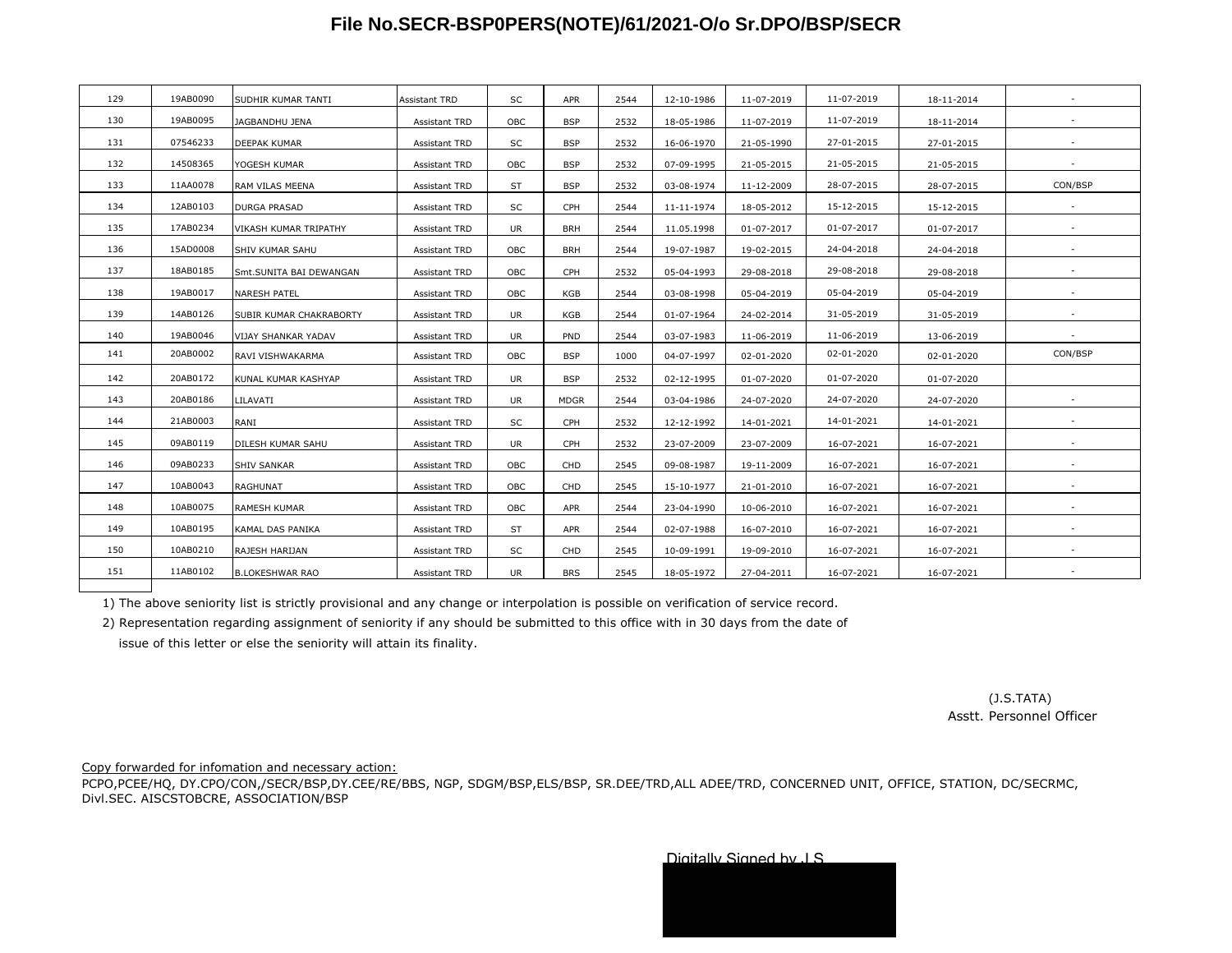# File No.SECR-BSP0PERS(NOTE)/61/2021-O/o Sr.DPO/BSP/SECR

| | | | | | | | | | | | |
|---|---|---|---|---|---|---|---|---|---|---|---|
| 129 | 19AB0090 | SUDHIR KUMAR TANTI | Assistant TRD | SC | APR | 2544 | 12-10-1986 | 11-07-2019 | 11-07-2019 | 18-11-2014 | - |
| 130 | 19AB0095 | JAGBANDHU JENA | Assistant TRD | OBC | BSP | 2532 | 18-05-1986 | 11-07-2019 | 11-07-2019 | 18-11-2014 | - |
| 131 | 07546233 | DEEPAK KUMAR | Assistant TRD | SC | BSP | 2532 | 16-06-1970 | 21-05-1990 | 27-01-2015 | 27-01-2015 | - |
| 132 | 14508365 | YOGESH KUMAR | Assistant TRD | OBC | BSP | 2532 | 07-09-1995 | 21-05-2015 | 21-05-2015 | 21-05-2015 | - |
| 133 | 11AA0078 | RAM VILAS MEENA | Assistant TRD | ST | BSP | 2532 | 03-08-1974 | 11-12-2009 | 28-07-2015 | 28-07-2015 | CON/BSP |
| 134 | 12AB0103 | DURGA PRASAD | Assistant TRD | SC | CPH | 2544 | 11-11-1974 | 18-05-2012 | 15-12-2015 | 15-12-2015 | - |
| 135 | 17AB0234 | VIKASH KUMAR TRIPATHY | Assistant TRD | UR | BRH | 2544 | 11.05.1998 | 01-07-2017 | 01-07-2017 | 01-07-2017 | - |
| 136 | 15AD0008 | SHIV KUMAR SAHU | Assistant TRD | OBC | BRH | 2544 | 19-07-1987 | 19-02-2015 | 24-04-2018 | 24-04-2018 | - |
| 137 | 18AB0185 | Smt.SUNITA BAI DEWANGAN | Assistant TRD | OBC | CPH | 2532 | 05-04-1993 | 29-08-2018 | 29-08-2018 | 29-08-2018 | - |
| 138 | 19AB0017 | NARESH PATEL | Assistant TRD | OBC | KGB | 2544 | 03-08-1998 | 05-04-2019 | 05-04-2019 | 05-04-2019 | - |
| 139 | 14AB0126 | SUBIR KUMAR CHAKRABORTY | Assistant TRD | UR | KGB | 2544 | 01-07-1964 | 24-02-2014 | 31-05-2019 | 31-05-2019 | - |
| 140 | 19AB0046 | VIJAY SHANKAR YADAV | Assistant TRD | UR | PND | 2544 | 03-07-1983 | 11-06-2019 | 11-06-2019 | 13-06-2019 | - |
| 141 | 20AB0002 | RAVI VISHWAKARMA | Assistant TRD | OBC | BSP | 1000 | 04-07-1997 | 02-01-2020 | 02-01-2020 | 02-01-2020 | CON/BSP |
| 142 | 20AB0172 | KUNAL KUMAR KASHYAP | Assistant TRD | UR | BSP | 2532 | 02-12-1995 | 01-07-2020 | 01-07-2020 | 01-07-2020 | |
| 143 | 20AB0186 | LILAVATI | Assistant TRD | UR | MDGR | 2544 | 03-04-1986 | 24-07-2020 | 24-07-2020 | 24-07-2020 | - |
| 144 | 21AB0003 | RANI | Assistant TRD | SC | CPH | 2532 | 12-12-1992 | 14-01-2021 | 14-01-2021 | 14-01-2021 | - |
| 145 | 09AB0119 | DILESH KUMAR SAHU | Assistant TRD | UR | CPH | 2532 | 23-07-2009 | 23-07-2009 | 16-07-2021 | 16-07-2021 | - |
| 146 | 09AB0233 | SHIV SANKAR | Assistant TRD | OBC | CHD | 2545 | 09-08-1987 | 19-11-2009 | 16-07-2021 | 16-07-2021 | - |
| 147 | 10AB0043 | RAGHUNAT | Assistant TRD | OBC | CHD | 2545 | 15-10-1977 | 21-01-2010 | 16-07-2021 | 16-07-2021 | - |
| 148 | 10AB0075 | RAMESH KUMAR | Assistant TRD | OBC | APR | 2544 | 23-04-1990 | 10-06-2010 | 16-07-2021 | 16-07-2021 | - |
| 149 | 10AB0195 | KAMAL DAS PANIKA | Assistant TRD | ST | APR | 2544 | 02-07-1988 | 16-07-2010 | 16-07-2021 | 16-07-2021 | - |
| 150 | 10AB0210 | RAJESH HARIJAN | Assistant TRD | SC | CHD | 2545 | 10-09-1991 | 19-09-2010 | 16-07-2021 | 16-07-2021 | - |
| 151 | 11AB0102 | B.LOKESHWAR RAO | Assistant TRD | UR | BRS | 2545 | 18-05-1972 | 27-04-2011 | 16-07-2021 | 16-07-2021 | - |

1) The above seniority list is strictly provisional and any change or interpolation is possible on verification of service record.

2) Representation regarding assignment of seniority if any should be submitted to this office with in 30 days from the date of issue of this letter or else the seniority will attain its finality.

(J.S.TATA)
Asstt. Personnel Officer

Copy forwarded for infomation and necessary action:
PCPO,PCEE/HQ, DY.CPO/CON,/SECR/BSP,DY.CEE/RE/BBS, NGP, SDGM/BSP,ELS/BSP, SR.DEE/TRD,ALL ADEE/TRD, CONCERNED UNIT, OFFICE, STATION, DC/SECRMC, Divl.SEC. AISCSTOBCRE, ASSOCIATION/BSP

Digitally Signed by J.S